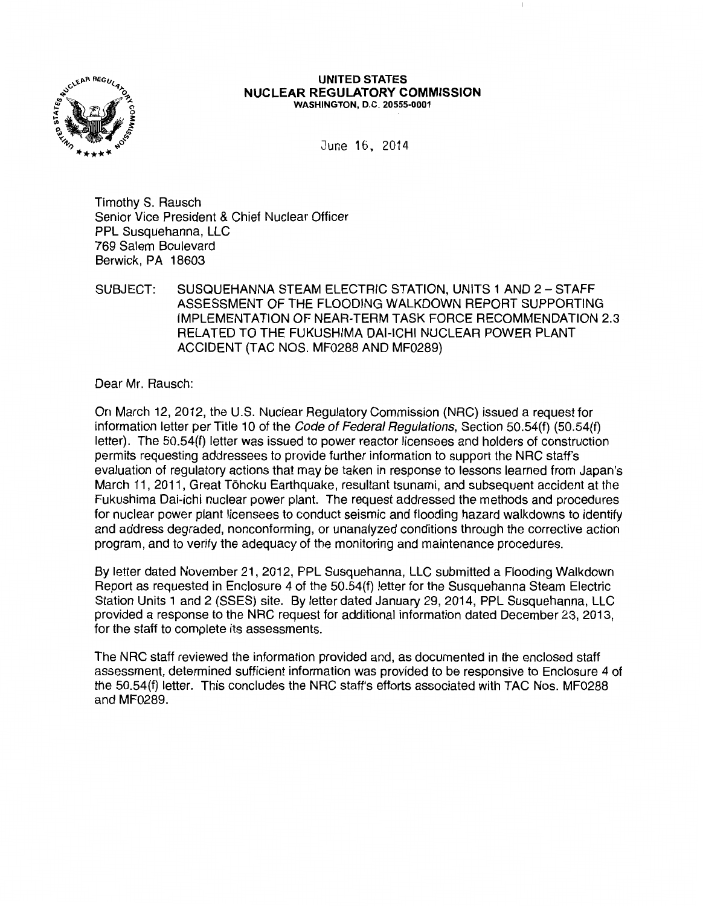**UNITED STATES**
**NUCLEAR REGULATORY COMMISSION**
WASHINGTON, D.C. 20555-0001

June 16, 2014

Timothy S. Rausch
Senior Vice President & Chief Nuclear Officer
PPL Susquehanna, LLC
769 Salem Boulevard
Berwick, PA 18603

SUBJECT: SUSQUEHANNA STEAM ELECTRIC STATION, UNITS 1 AND 2 – STAFF ASSESSMENT OF THE FLOODING WALKDOWN REPORT SUPPORTING IMPLEMENTATION OF NEAR-TERM TASK FORCE RECOMMENDATION 2.3 RELATED TO THE FUKUSHIMA DAI-ICHI NUCLEAR POWER PLANT ACCIDENT (TAC NOS. MF0288 AND MF0289)

Dear Mr. Rausch:

On March 12, 2012, the U.S. Nuclear Regulatory Commission (NRC) issued a request for information letter per Title 10 of the *Code of Federal Regulations*, Section 50.54(f) (50.54(f) letter). The 50.54(f) letter was issued to power reactor licensees and holders of construction permits requesting addressees to provide further information to support the NRC staff's evaluation of regulatory actions that may be taken in response to lessons learned from Japan's March 11, 2011, Great Tōhoku Earthquake, resultant tsunami, and subsequent accident at the Fukushima Dai-ichi nuclear power plant. The request addressed the methods and procedures for nuclear power plant licensees to conduct seismic and flooding hazard walkdowns to identify and address degraded, nonconforming, or unanalyzed conditions through the corrective action program, and to verify the adequacy of the monitoring and maintenance procedures.

By letter dated November 21, 2012, PPL Susquehanna, LLC submitted a Flooding Walkdown Report as requested in Enclosure 4 of the 50.54(f) letter for the Susquehanna Steam Electric Station Units 1 and 2 (SSES) site. By letter dated January 29, 2014, PPL Susquehanna, LLC provided a response to the NRC request for additional information dated December 23, 2013, for the staff to complete its assessments.

The NRC staff reviewed the information provided and, as documented in the enclosed staff assessment, determined sufficient information was provided to be responsive to Enclosure 4 of the 50.54(f) letter. This concludes the NRC staff's efforts associated with TAC Nos. MF0288 and MF0289.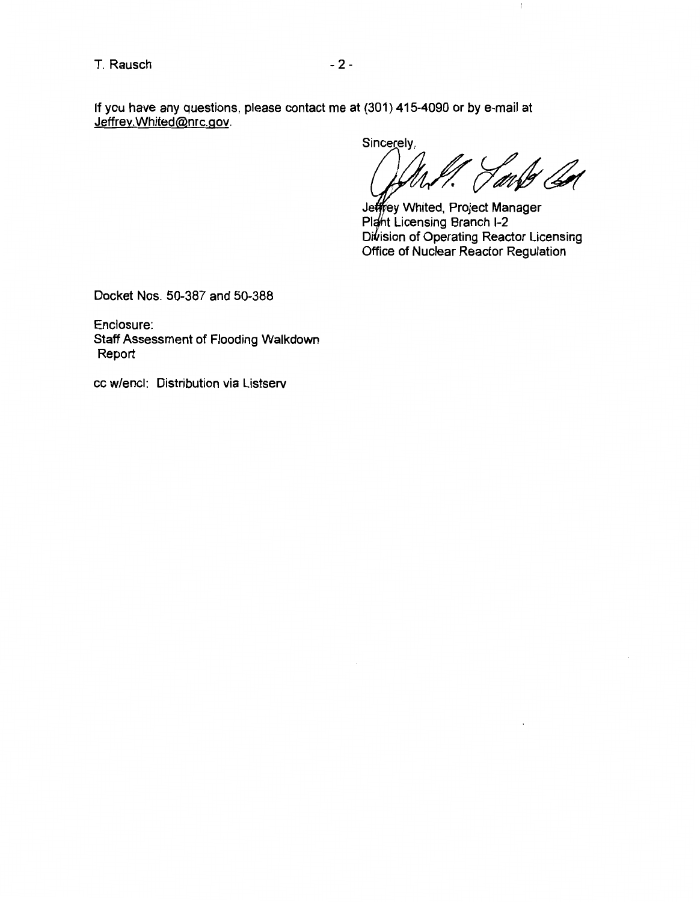If you have any questions, please contact me at (301) 415-4090 or by e-mail at Jeffrey.Whited@nrc.gov.

Sincerely,

Jeffrey Whited, Project Manager
Plant Licensing Branch I-2
Division of Operating Reactor Licensing
Office of Nuclear Reactor Regulation

Docket Nos. 50-387 and 50-388

Enclosure:
Staff Assessment of Flooding Walkdown Report

cc w/encl: Distribution via Listserv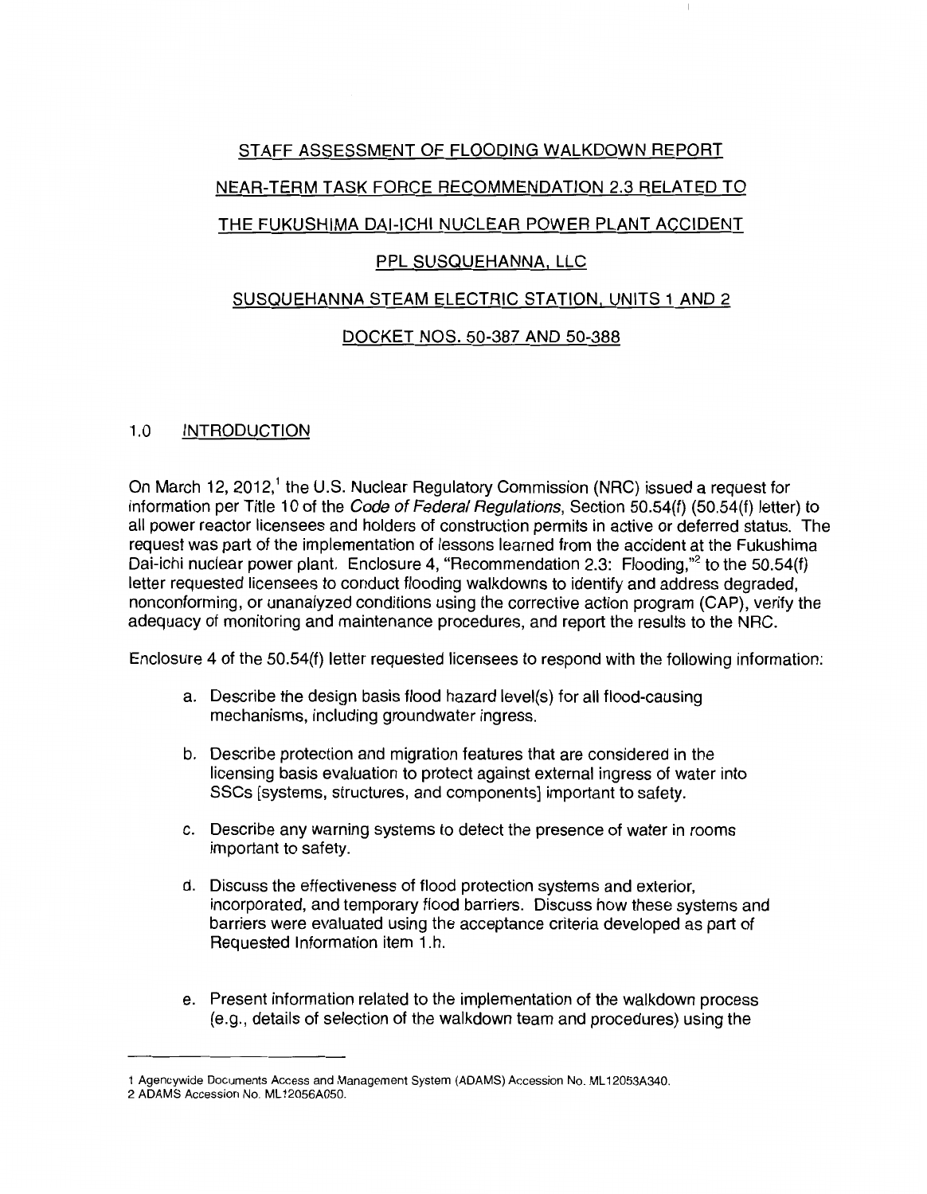# STAFF ASSESSMENT OF FLOODING WALKDOWN REPORT

# NEAR-TERM TASK FORCE RECOMMENDATION 2.3 RELATED TO

# THE FUKUSHIMA DAI-ICHI NUCLEAR POWER PLANT ACCIDENT

# PPL SUSQUEHANNA, LLC

# SUSQUEHANNA STEAM ELECTRIC STATION, UNITS 1 AND 2

# DOCKET NOS. 50-387 AND 50-388

## 1.0 INTRODUCTION

On March 12, 2012,[1] the U.S. Nuclear Regulatory Commission (NRC) issued a request for information per Title 10 of the *Code of Federal Regulations*, Section 50.54(f) (50.54(f) letter) to all power reactor licensees and holders of construction permits in active or deferred status. The request was part of the implementation of lessons learned from the accident at the Fukushima Dai-ichi nuclear power plant. Enclosure 4, "Recommendation 2.3: Flooding,"[2] to the 50.54(f) letter requested licensees to conduct flooding walkdowns to identify and address degraded, nonconforming, or unanalyzed conditions using the corrective action program (CAP), verify the adequacy of monitoring and maintenance procedures, and report the results to the NRC.

Enclosure 4 of the 50.54(f) letter requested licensees to respond with the following information:

a. Describe the design basis flood hazard level(s) for all flood-causing mechanisms, including groundwater ingress.

b. Describe protection and migration features that are considered in the licensing basis evaluation to protect against external ingress of water into SSCs [systems, structures, and components] important to safety.

c. Describe any warning systems to detect the presence of water in rooms important to safety.

d. Discuss the effectiveness of flood protection systems and exterior, incorporated, and temporary flood barriers. Discuss how these systems and barriers were evaluated using the acceptance criteria developed as part of Requested Information item 1.h.

e. Present information related to the implementation of the walkdown process (e.g., details of selection of the walkdown team and procedures) using the

---

1 Agencywide Documents Access and Management System (ADAMS) Accession No. ML12053A340.

2 ADAMS Accession No. ML12056A050.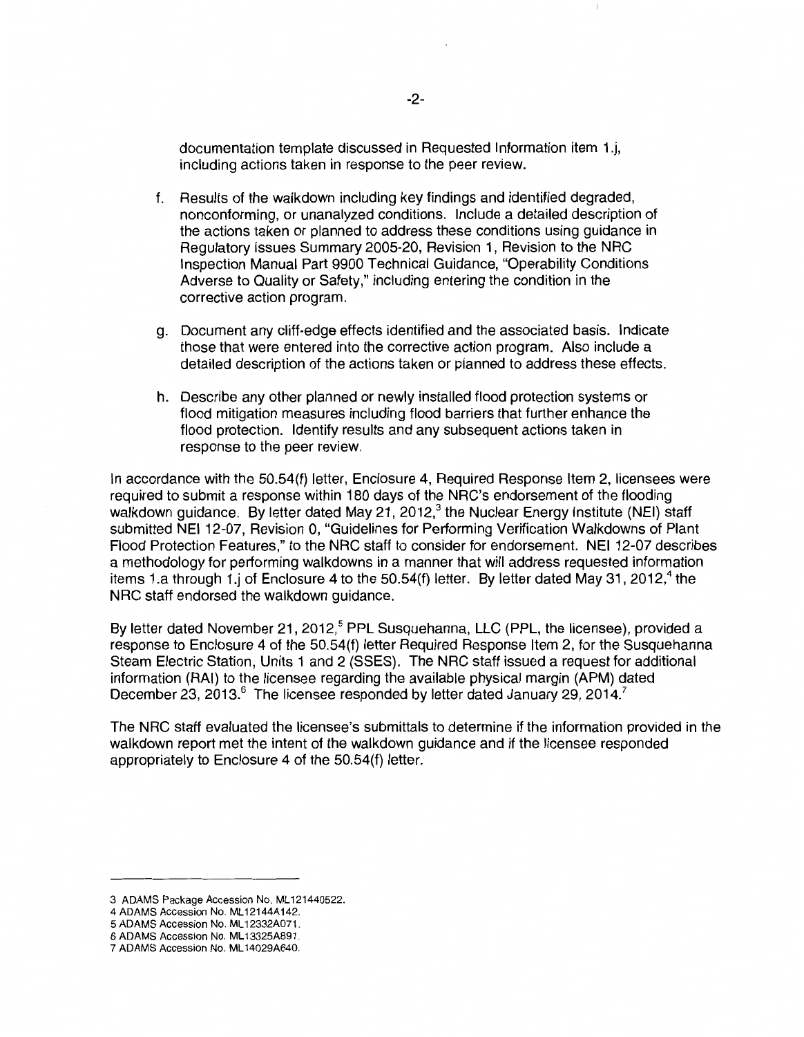documentation template discussed in Requested Information item 1.j, including actions taken in response to the peer review.

f. Results of the walkdown including key findings and identified degraded, nonconforming, or unanalyzed conditions. Include a detailed description of the actions taken or planned to address these conditions using guidance in Regulatory Issues Summary 2005-20, Revision 1, Revision to the NRC Inspection Manual Part 9900 Technical Guidance, "Operability Conditions Adverse to Quality or Safety," including entering the condition in the corrective action program.

g. Document any cliff-edge effects identified and the associated basis. Indicate those that were entered into the corrective action program. Also include a detailed description of the actions taken or planned to address these effects.

h. Describe any other planned or newly installed flood protection systems or flood mitigation measures including flood barriers that further enhance the flood protection. Identify results and any subsequent actions taken in response to the peer review.

In accordance with the 50.54(f) letter, Enclosure 4, Required Response Item 2, licensees were required to submit a response within 180 days of the NRC's endorsement of the flooding walkdown guidance. By letter dated May 21, 2012,[3] the Nuclear Energy Institute (NEI) staff submitted NEI 12-07, Revision 0, "Guidelines for Performing Verification Walkdowns of Plant Flood Protection Features," to the NRC staff to consider for endorsement. NEI 12-07 describes a methodology for performing walkdowns in a manner that will address requested information items 1.a through 1.j of Enclosure 4 to the 50.54(f) letter. By letter dated May 31, 2012,[4] the NRC staff endorsed the walkdown guidance.

By letter dated November 21, 2012,[5] PPL Susquehanna, LLC (PPL, the licensee), provided a response to Enclosure 4 of the 50.54(f) letter Required Response Item 2, for the Susquehanna Steam Electric Station, Units 1 and 2 (SSES). The NRC staff issued a request for additional information (RAI) to the licensee regarding the available physical margin (APM) dated December 23, 2013.[6] The licensee responded by letter dated January 29, 2014.[7]

The NRC staff evaluated the licensee's submittals to determine if the information provided in the walkdown report met the intent of the walkdown guidance and if the licensee responded appropriately to Enclosure 4 of the 50.54(f) letter.

---

3 ADAMS Package Accession No. ML121440522.
4 ADAMS Accession No. ML12144A142.
5 ADAMS Accession No. ML12332A071.
6 ADAMS Accession No. ML13325A891.
7 ADAMS Accession No. ML14029A640.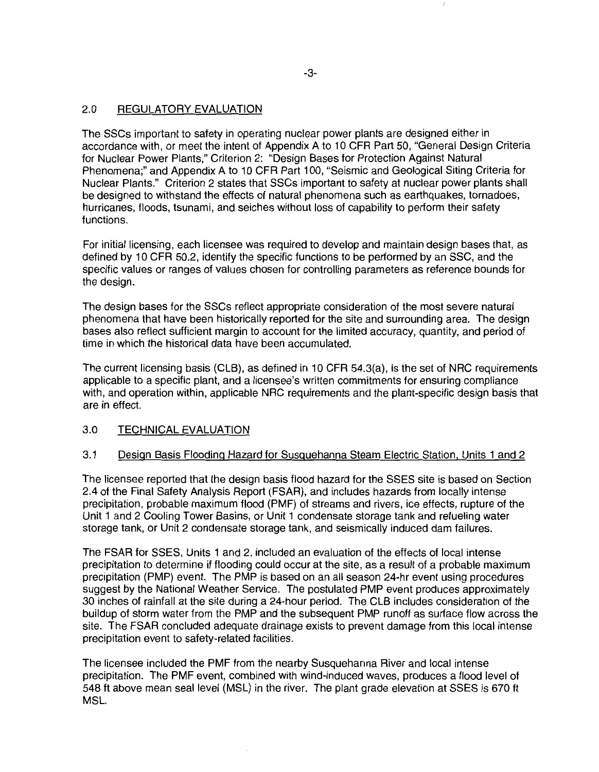## 2.0 REGULATORY EVALUATION

The SSCs important to safety in operating nuclear power plants are designed either in accordance with, or meet the intent of Appendix A to 10 CFR Part 50, "General Design Criteria for Nuclear Power Plants," Criterion 2: "Design Bases for Protection Against Natural Phenomena;" and Appendix A to 10 CFR Part 100, "Seismic and Geological Siting Criteria for Nuclear Plants." Criterion 2 states that SSCs important to safety at nuclear power plants shall be designed to withstand the effects of natural phenomena such as earthquakes, tornadoes, hurricanes, floods, tsunami, and seiches without loss of capability to perform their safety functions.

For initial licensing, each licensee was required to develop and maintain design bases that, as defined by 10 CFR 50.2, identify the specific functions to be performed by an SSC, and the specific values or ranges of values chosen for controlling parameters as reference bounds for the design.

The design bases for the SSCs reflect appropriate consideration of the most severe natural phenomena that have been historically reported for the site and surrounding area. The design bases also reflect sufficient margin to account for the limited accuracy, quantity, and period of time in which the historical data have been accumulated.

The current licensing basis (CLB), as defined in 10 CFR 54.3(a), is the set of NRC requirements applicable to a specific plant, and a licensee's written commitments for ensuring compliance with, and operation within, applicable NRC requirements and the plant-specific design basis that are in effect.

## 3.0 TECHNICAL EVALUATION

### 3.1 Design Basis Flooding Hazard for Susquehanna Steam Electric Station, Units 1 and 2

The licensee reported that the design basis flood hazard for the SSES site is based on Section 2.4 of the Final Safety Analysis Report (FSAR), and includes hazards from locally intense precipitation, probable maximum flood (PMF) of streams and rivers, ice effects, rupture of the Unit 1 and 2 Cooling Tower Basins, or Unit 1 condensate storage tank and refueling water storage tank, or Unit 2 condensate storage tank, and seismically induced dam failures.

The FSAR for SSES, Units 1 and 2, included an evaluation of the effects of local intense precipitation to determine if flooding could occur at the site, as a result of a probable maximum precipitation (PMP) event. The PMP is based on an all season 24-hr event using procedures suggest by the National Weather Service. The postulated PMP event produces approximately 30 inches of rainfall at the site during a 24-hour period. The CLB includes consideration of the buildup of storm water from the PMP and the subsequent PMP runoff as surface flow across the site. The FSAR concluded adequate drainage exists to prevent damage from this local intense precipitation event to safety-related facilities.

The licensee included the PMF from the nearby Susquehanna River and local intense precipitation. The PMF event, combined with wind-induced waves, produces a flood level of 548 ft above mean seal level (MSL) in the river. The plant grade elevation at SSES is 670 ft MSL.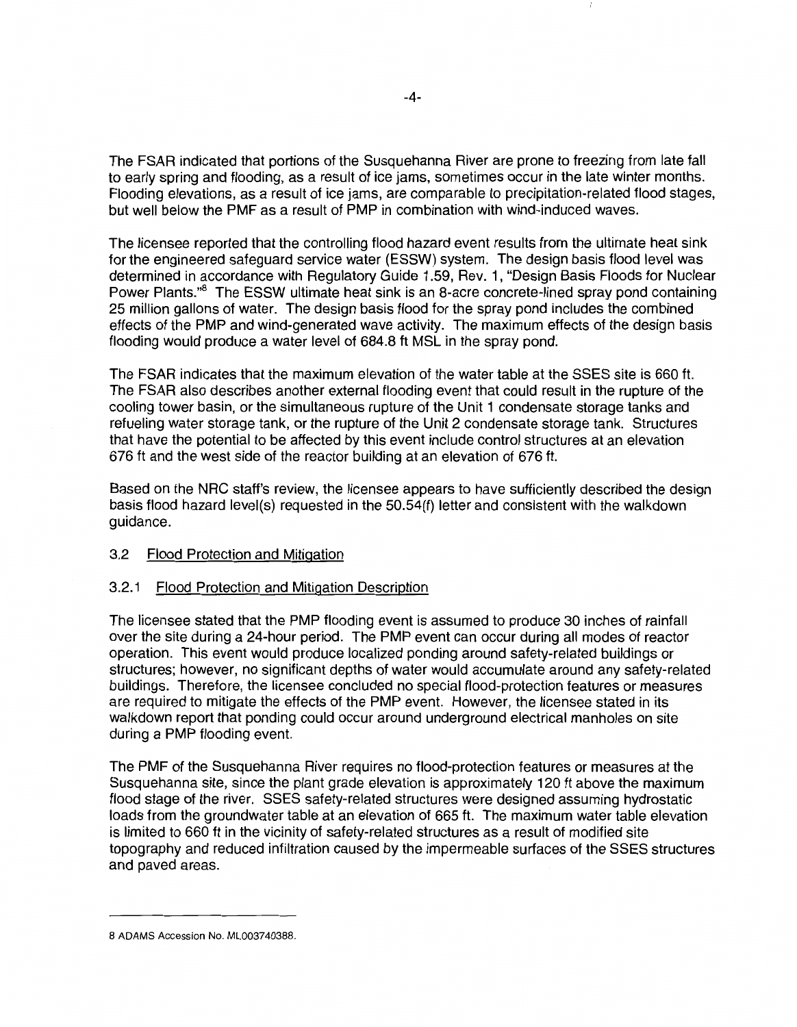The FSAR indicated that portions of the Susquehanna River are prone to freezing from late fall to early spring and flooding, as a result of ice jams, sometimes occur in the late winter months. Flooding elevations, as a result of ice jams, are comparable to precipitation-related flood stages, but well below the PMF as a result of PMP in combination with wind-induced waves.

The licensee reported that the controlling flood hazard event results from the ultimate heat sink for the engineered safeguard service water (ESSW) system. The design basis flood level was determined in accordance with Regulatory Guide 1.59, Rev. 1, "Design Basis Floods for Nuclear Power Plants."[8] The ESSW ultimate heat sink is an 8-acre concrete-lined spray pond containing 25 million gallons of water. The design basis flood for the spray pond includes the combined effects of the PMP and wind-generated wave activity. The maximum effects of the design basis flooding would produce a water level of 684.8 ft MSL in the spray pond.

The FSAR indicates that the maximum elevation of the water table at the SSES site is 660 ft. The FSAR also describes another external flooding event that could result in the rupture of the cooling tower basin, or the simultaneous rupture of the Unit 1 condensate storage tanks and refueling water storage tank, or the rupture of the Unit 2 condensate storage tank. Structures that have the potential to be affected by this event include control structures at an elevation 676 ft and the west side of the reactor building at an elevation of 676 ft.

Based on the NRC staff's review, the licensee appears to have sufficiently described the design basis flood hazard level(s) requested in the 50.54(f) letter and consistent with the walkdown guidance.

### 3.2 Flood Protection and Mitigation

#### 3.2.1 Flood Protection and Mitigation Description

The licensee stated that the PMP flooding event is assumed to produce 30 inches of rainfall over the site during a 24-hour period. The PMP event can occur during all modes of reactor operation. This event would produce localized ponding around safety-related buildings or structures; however, no significant depths of water would accumulate around any safety-related buildings. Therefore, the licensee concluded no special flood-protection features or measures are required to mitigate the effects of the PMP event. However, the licensee stated in its walkdown report that ponding could occur around underground electrical manholes on site during a PMP flooding event.

The PMF of the Susquehanna River requires no flood-protection features or measures at the Susquehanna site, since the plant grade elevation is approximately 120 ft above the maximum flood stage of the river. SSES safety-related structures were designed assuming hydrostatic loads from the groundwater table at an elevation of 665 ft. The maximum water table elevation is limited to 660 ft in the vicinity of safety-related structures as a result of modified site topography and reduced infiltration caused by the impermeable surfaces of the SSES structures and paved areas.

---

8 ADAMS Accession No. ML003740388.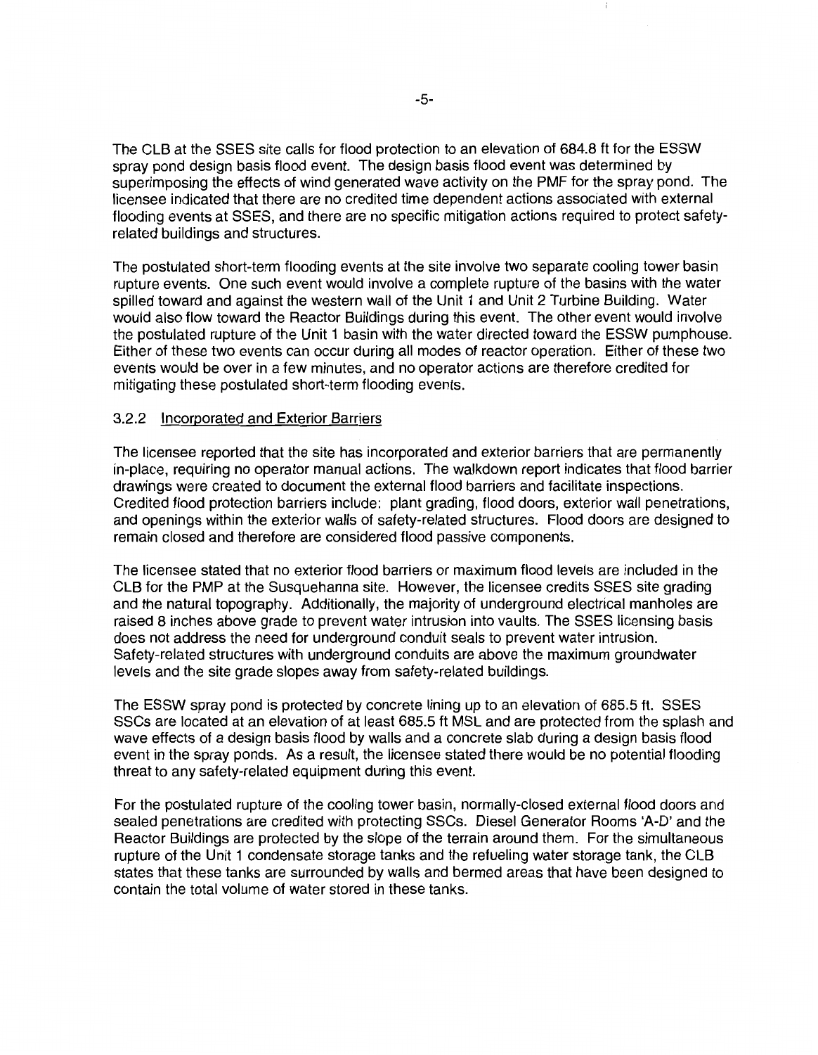The CLB at the SSES site calls for flood protection to an elevation of 684.8 ft for the ESSW spray pond design basis flood event. The design basis flood event was determined by superimposing the effects of wind generated wave activity on the PMF for the spray pond. The licensee indicated that there are no credited time dependent actions associated with external flooding events at SSES, and there are no specific mitigation actions required to protect safety-related buildings and structures.

The postulated short-term flooding events at the site involve two separate cooling tower basin rupture events. One such event would involve a complete rupture of the basins with the water spilled toward and against the western wall of the Unit 1 and Unit 2 Turbine Building. Water would also flow toward the Reactor Buildings during this event. The other event would involve the postulated rupture of the Unit 1 basin with the water directed toward the ESSW pumphouse. Either of these two events can occur during all modes of reactor operation. Either of these two events would be over in a few minutes, and no operator actions are therefore credited for mitigating these postulated short-term flooding events.

### 3.2.2 Incorporated and Exterior Barriers

The licensee reported that the site has incorporated and exterior barriers that are permanently in-place, requiring no operator manual actions. The walkdown report indicates that flood barrier drawings were created to document the external flood barriers and facilitate inspections. Credited flood protection barriers include: plant grading, flood doors, exterior wall penetrations, and openings within the exterior walls of safety-related structures. Flood doors are designed to remain closed and therefore are considered flood passive components.

The licensee stated that no exterior flood barriers or maximum flood levels are included in the CLB for the PMP at the Susquehanna site. However, the licensee credits SSES site grading and the natural topography. Additionally, the majority of underground electrical manholes are raised 8 inches above grade to prevent water intrusion into vaults. The SSES licensing basis does not address the need for underground conduit seals to prevent water intrusion. Safety-related structures with underground conduits are above the maximum groundwater levels and the site grade slopes away from safety-related buildings.

The ESSW spray pond is protected by concrete lining up to an elevation of 685.5 ft. SSES SSCs are located at an elevation of at least 685.5 ft MSL and are protected from the splash and wave effects of a design basis flood by walls and a concrete slab during a design basis flood event in the spray ponds. As a result, the licensee stated there would be no potential flooding threat to any safety-related equipment during this event.

For the postulated rupture of the cooling tower basin, normally-closed external flood doors and sealed penetrations are credited with protecting SSCs. Diesel Generator Rooms 'A-D' and the Reactor Buildings are protected by the slope of the terrain around them. For the simultaneous rupture of the Unit 1 condensate storage tanks and the refueling water storage tank, the CLB states that these tanks are surrounded by walls and bermed areas that have been designed to contain the total volume of water stored in these tanks.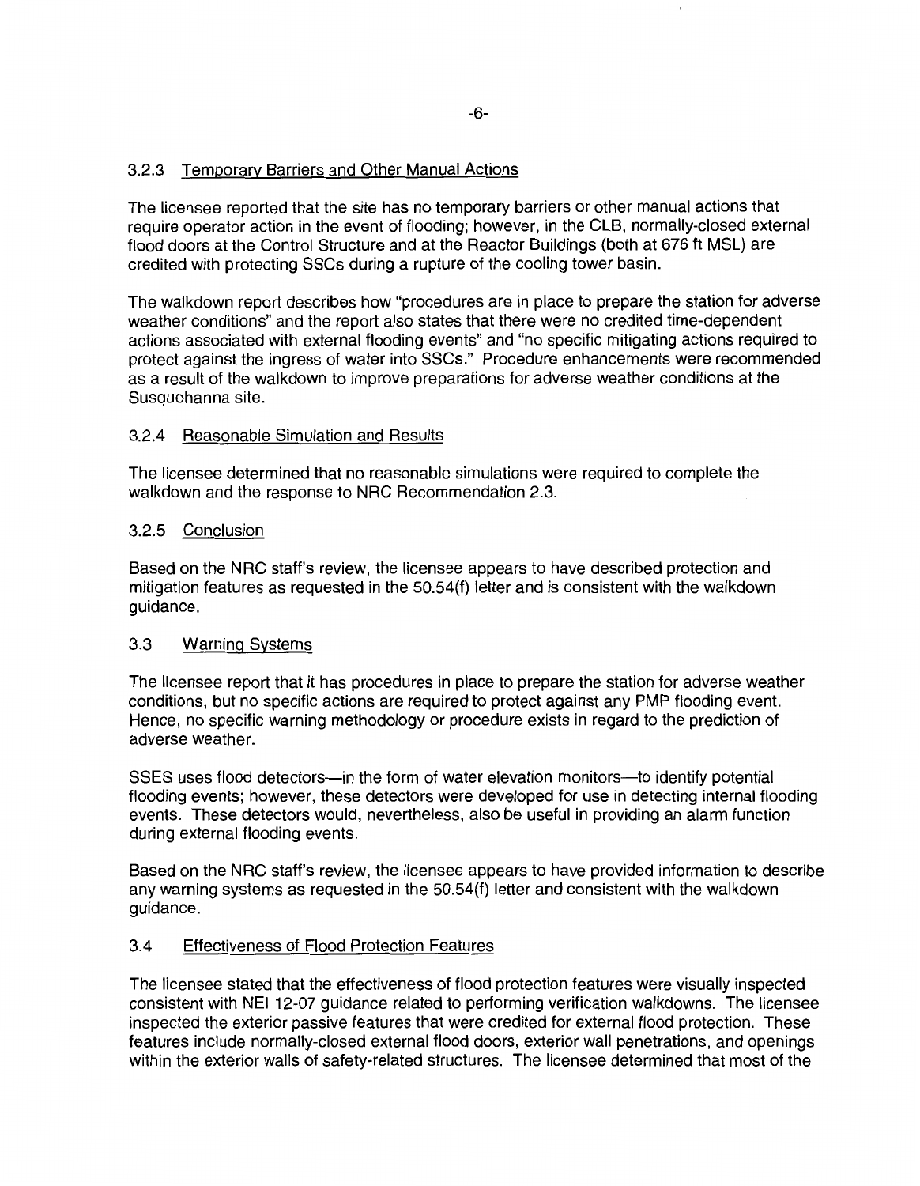### 3.2.3 Temporary Barriers and Other Manual Actions

The licensee reported that the site has no temporary barriers or other manual actions that require operator action in the event of flooding; however, in the CLB, normally-closed external flood doors at the Control Structure and at the Reactor Buildings (both at 676 ft MSL) are credited with protecting SSCs during a rupture of the cooling tower basin.

The walkdown report describes how "procedures are in place to prepare the station for adverse weather conditions" and the report also states that there were no credited time-dependent actions associated with external flooding events" and "no specific mitigating actions required to protect against the ingress of water into SSCs." Procedure enhancements were recommended as a result of the walkdown to improve preparations for adverse weather conditions at the Susquehanna site.

### 3.2.4 Reasonable Simulation and Results

The licensee determined that no reasonable simulations were required to complete the walkdown and the response to NRC Recommendation 2.3.

### 3.2.5 Conclusion

Based on the NRC staff's review, the licensee appears to have described protection and mitigation features as requested in the 50.54(f) letter and is consistent with the walkdown guidance.

## 3.3 Warning Systems

The licensee report that it has procedures in place to prepare the station for adverse weather conditions, but no specific actions are required to protect against any PMP flooding event. Hence, no specific warning methodology or procedure exists in regard to the prediction of adverse weather.

SSES uses flood detectors—in the form of water elevation monitors—to identify potential flooding events; however, these detectors were developed for use in detecting internal flooding events. These detectors would, nevertheless, also be useful in providing an alarm function during external flooding events.

Based on the NRC staff's review, the licensee appears to have provided information to describe any warning systems as requested in the 50.54(f) letter and consistent with the walkdown guidance.

## 3.4 Effectiveness of Flood Protection Features

The licensee stated that the effectiveness of flood protection features were visually inspected consistent with NEI 12-07 guidance related to performing verification walkdowns. The licensee inspected the exterior passive features that were credited for external flood protection. These features include normally-closed external flood doors, exterior wall penetrations, and openings within the exterior walls of safety-related structures. The licensee determined that most of the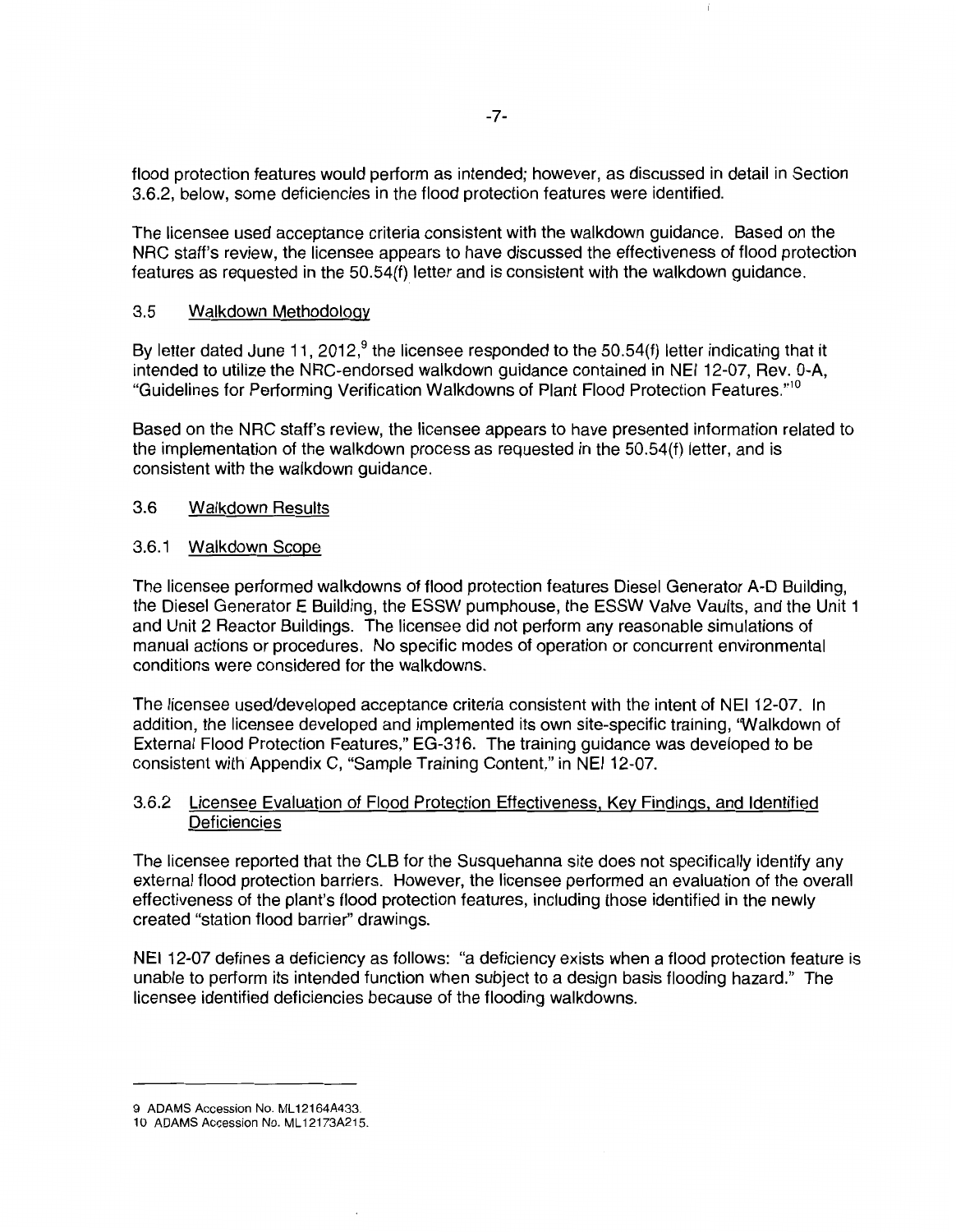flood protection features would perform as intended; however, as discussed in detail in Section 3.6.2, below, some deficiencies in the flood protection features were identified.

The licensee used acceptance criteria consistent with the walkdown guidance. Based on the NRC staff's review, the licensee appears to have discussed the effectiveness of flood protection features as requested in the 50.54(f) letter and is consistent with the walkdown guidance.

### 3.5 Walkdown Methodology

By letter dated June 11, 2012,[9] the licensee responded to the 50.54(f) letter indicating that it intended to utilize the NRC-endorsed walkdown guidance contained in NEI 12-07, Rev. 0-A, "Guidelines for Performing Verification Walkdowns of Plant Flood Protection Features."[10]

Based on the NRC staff's review, the licensee appears to have presented information related to the implementation of the walkdown process as requested in the 50.54(f) letter, and is consistent with the walkdown guidance.

### 3.6 Walkdown Results

#### 3.6.1 Walkdown Scope

The licensee performed walkdowns of flood protection features Diesel Generator A-D Building, the Diesel Generator E Building, the ESSW pumphouse, the ESSW Valve Vaults, and the Unit 1 and Unit 2 Reactor Buildings. The licensee did not perform any reasonable simulations of manual actions or procedures. No specific modes of operation or concurrent environmental conditions were considered for the walkdowns.

The licensee used/developed acceptance criteria consistent with the intent of NEI 12-07. In addition, the licensee developed and implemented its own site-specific training, "Walkdown of External Flood Protection Features," EG-316. The training guidance was developed to be consistent with Appendix C, "Sample Training Content," in NEI 12-07.

#### 3.6.2 Licensee Evaluation of Flood Protection Effectiveness, Key Findings, and Identified Deficiencies

The licensee reported that the CLB for the Susquehanna site does not specifically identify any external flood protection barriers. However, the licensee performed an evaluation of the overall effectiveness of the plant's flood protection features, including those identified in the newly created "station flood barrier" drawings.

NEI 12-07 defines a deficiency as follows: "a deficiency exists when a flood protection feature is unable to perform its intended function when subject to a design basis flooding hazard." The licensee identified deficiencies because of the flooding walkdowns.

---

9 ADAMS Accession No. ML12164A433.

10 ADAMS Accession No. ML12173A215.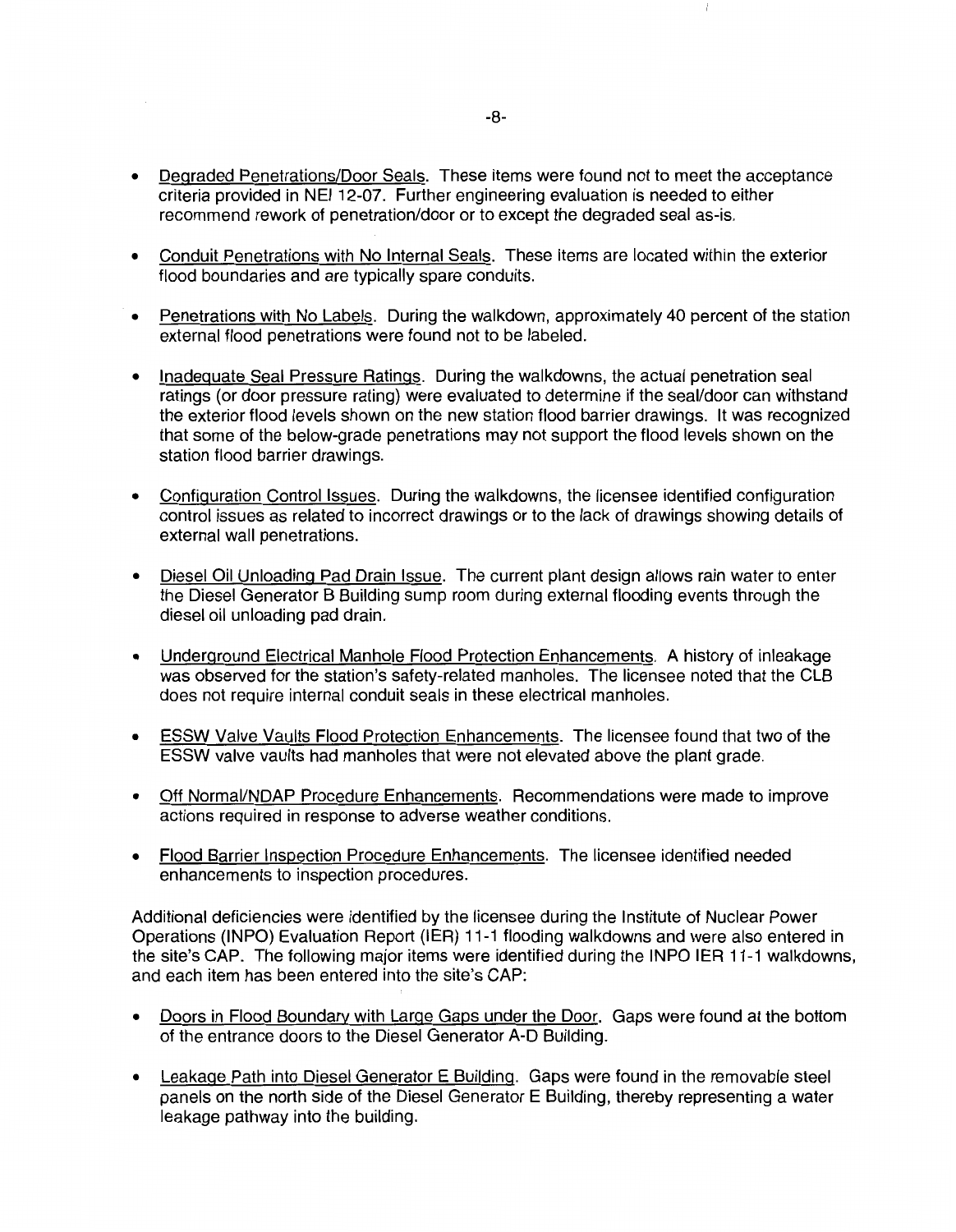- Degraded Penetrations/Door Seals. These items were found not to meet the acceptance criteria provided in NEI 12-07. Further engineering evaluation is needed to either recommend rework of penetration/door or to except the degraded seal as-is.

- Conduit Penetrations with No Internal Seals. These items are located within the exterior flood boundaries and are typically spare conduits.

- Penetrations with No Labels. During the walkdown, approximately 40 percent of the station external flood penetrations were found not to be labeled.

- Inadequate Seal Pressure Ratings. During the walkdowns, the actual penetration seal ratings (or door pressure rating) were evaluated to determine if the seal/door can withstand the exterior flood levels shown on the new station flood barrier drawings. It was recognized that some of the below-grade penetrations may not support the flood levels shown on the station flood barrier drawings.

- Configuration Control Issues. During the walkdowns, the licensee identified configuration control issues as related to incorrect drawings or to the lack of drawings showing details of external wall penetrations.

- Diesel Oil Unloading Pad Drain Issue. The current plant design allows rain water to enter the Diesel Generator B Building sump room during external flooding events through the diesel oil unloading pad drain.

- Underground Electrical Manhole Flood Protection Enhancements. A history of inleakage was observed for the station's safety-related manholes. The licensee noted that the CLB does not require internal conduit seals in these electrical manholes.

- ESSW Valve Vaults Flood Protection Enhancements. The licensee found that two of the ESSW valve vaults had manholes that were not elevated above the plant grade.

- Off Normal/NDAP Procedure Enhancements. Recommendations were made to improve actions required in response to adverse weather conditions.

- Flood Barrier Inspection Procedure Enhancements. The licensee identified needed enhancements to inspection procedures.

Additional deficiencies were identified by the licensee during the Institute of Nuclear Power Operations (INPO) Evaluation Report (IER) 11-1 flooding walkdowns and were also entered in the site's CAP. The following major items were identified during the INPO IER 11-1 walkdowns, and each item has been entered into the site's CAP:

- Doors in Flood Boundary with Large Gaps under the Door. Gaps were found at the bottom of the entrance doors to the Diesel Generator A-D Building.

- Leakage Path into Diesel Generator E Building. Gaps were found in the removable steel panels on the north side of the Diesel Generator E Building, thereby representing a water leakage pathway into the building.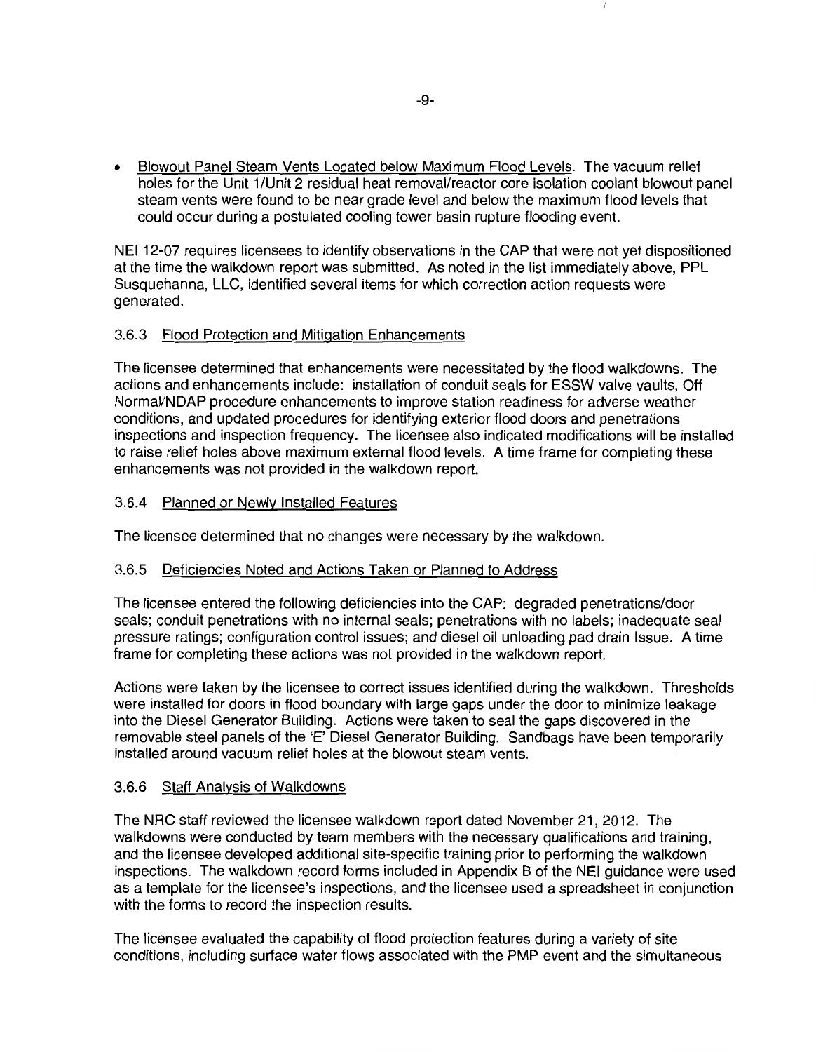- Blowout Panel Steam Vents Located below Maximum Flood Levels. The vacuum relief holes for the Unit 1/Unit 2 residual heat removal/reactor core isolation coolant blowout panel steam vents were found to be near grade level and below the maximum flood levels that could occur during a postulated cooling tower basin rupture flooding event.

NEI 12-07 requires licensees to identify observations in the CAP that were not yet dispositioned at the time the walkdown report was submitted. As noted in the list immediately above, PPL Susquehanna, LLC, identified several items for which correction action requests were generated.

### 3.6.3 Flood Protection and Mitigation Enhancements

The licensee determined that enhancements were necessitated by the flood walkdowns. The actions and enhancements include: installation of conduit seals for ESSW valve vaults, Off Normal/NDAP procedure enhancements to improve station readiness for adverse weather conditions, and updated procedures for identifying exterior flood doors and penetrations inspections and inspection frequency. The licensee also indicated modifications will be installed to raise relief holes above maximum external flood levels. A time frame for completing these enhancements was not provided in the walkdown report.

### 3.6.4 Planned or Newly Installed Features

The licensee determined that no changes were necessary by the walkdown.

### 3.6.5 Deficiencies Noted and Actions Taken or Planned to Address

The licensee entered the following deficiencies into the CAP: degraded penetrations/door seals; conduit penetrations with no internal seals; penetrations with no labels; inadequate seal pressure ratings; configuration control issues; and diesel oil unloading pad drain Issue. A time frame for completing these actions was not provided in the walkdown report.

Actions were taken by the licensee to correct issues identified during the walkdown. Thresholds were installed for doors in flood boundary with large gaps under the door to minimize leakage into the Diesel Generator Building. Actions were taken to seal the gaps discovered in the removable steel panels of the 'E' Diesel Generator Building. Sandbags have been temporarily installed around vacuum relief holes at the blowout steam vents.

### 3.6.6 Staff Analysis of Walkdowns

The NRC staff reviewed the licensee walkdown report dated November 21, 2012. The walkdowns were conducted by team members with the necessary qualifications and training, and the licensee developed additional site-specific training prior to performing the walkdown inspections. The walkdown record forms included in Appendix B of the NEI guidance were used as a template for the licensee's inspections, and the licensee used a spreadsheet in conjunction with the forms to record the inspection results.

The licensee evaluated the capability of flood protection features during a variety of site conditions, including surface water flows associated with the PMP event and the simultaneous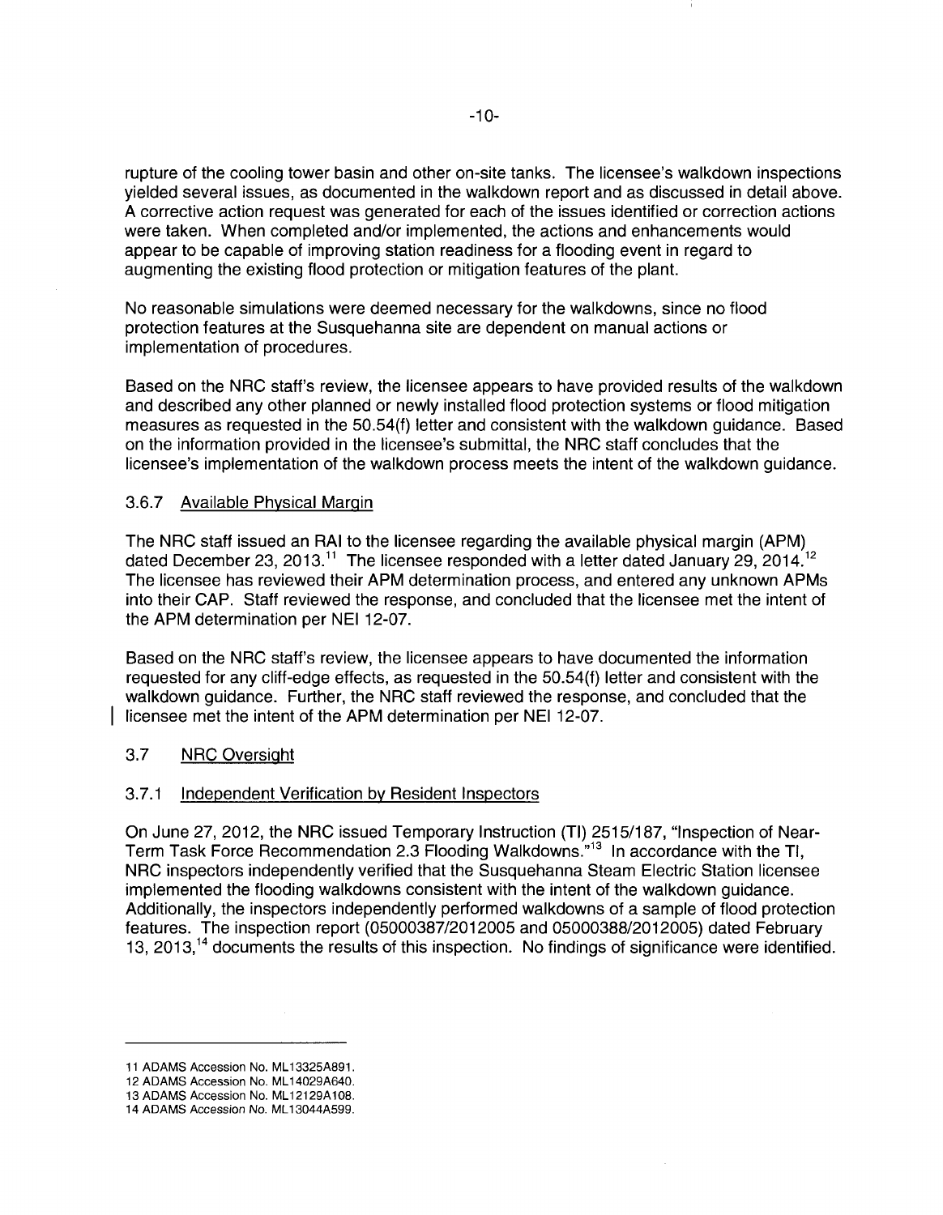rupture of the cooling tower basin and other on-site tanks. The licensee's walkdown inspections yielded several issues, as documented in the walkdown report and as discussed in detail above. A corrective action request was generated for each of the issues identified or correction actions were taken. When completed and/or implemented, the actions and enhancements would appear to be capable of improving station readiness for a flooding event in regard to augmenting the existing flood protection or mitigation features of the plant.

No reasonable simulations were deemed necessary for the walkdowns, since no flood protection features at the Susquehanna site are dependent on manual actions or implementation of procedures.

Based on the NRC staff's review, the licensee appears to have provided results of the walkdown and described any other planned or newly installed flood protection systems or flood mitigation measures as requested in the 50.54(f) letter and consistent with the walkdown guidance. Based on the information provided in the licensee's submittal, the NRC staff concludes that the licensee's implementation of the walkdown process meets the intent of the walkdown guidance.

#### 3.6.7 Available Physical Margin

The NRC staff issued an RAI to the licensee regarding the available physical margin (APM) dated December 23, 2013.[11] The licensee responded with a letter dated January 29, 2014.[12] The licensee has reviewed their APM determination process, and entered any unknown APMs into their CAP. Staff reviewed the response, and concluded that the licensee met the intent of the APM determination per NEI 12-07.

Based on the NRC staff's review, the licensee appears to have documented the information requested for any cliff-edge effects, as requested in the 50.54(f) letter and consistent with the walkdown guidance. Further, the NRC staff reviewed the response, and concluded that the licensee met the intent of the APM determination per NEI 12-07.

### 3.7 NRC Oversight

#### 3.7.1 Independent Verification by Resident Inspectors

On June 27, 2012, the NRC issued Temporary Instruction (TI) 2515/187, "Inspection of Near-Term Task Force Recommendation 2.3 Flooding Walkdowns."[13] In accordance with the TI, NRC inspectors independently verified that the Susquehanna Steam Electric Station licensee implemented the flooding walkdowns consistent with the intent of the walkdown guidance. Additionally, the inspectors independently performed walkdowns of a sample of flood protection features. The inspection report (05000387/2012005 and 05000388/2012005) dated February 13, 2013,[14] documents the results of this inspection. No findings of significance were identified.

---

11 ADAMS Accession No. ML13325A891.
12 ADAMS Accession No. ML14029A640.
13 ADAMS Accession No. ML12129A108.
14 ADAMS Accession No. ML13044A599.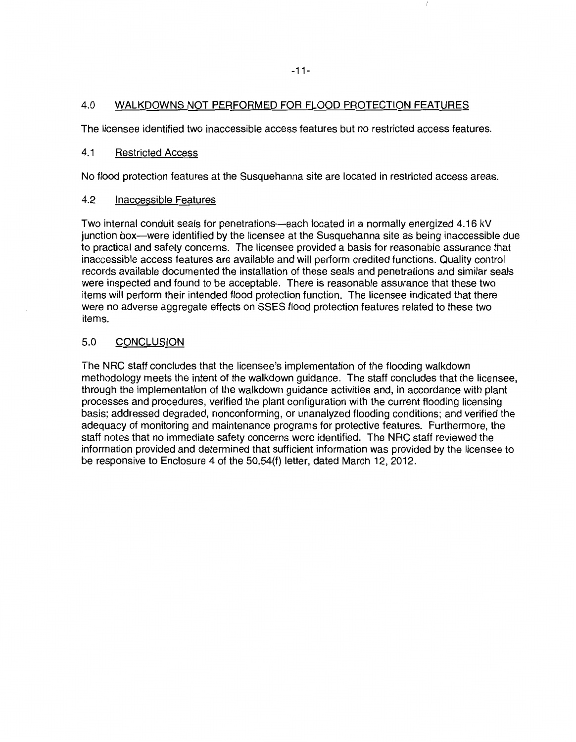## 4.0 WALKDOWNS NOT PERFORMED FOR FLOOD PROTECTION FEATURES

The licensee identified two inaccessible access features but no restricted access features.

### 4.1 Restricted Access

No flood protection features at the Susquehanna site are located in restricted access areas.

### 4.2 Inaccessible Features

Two internal conduit seals for penetrations—each located in a normally energized 4.16 kV junction box—were identified by the licensee at the Susquehanna site as being inaccessible due to practical and safety concerns. The licensee provided a basis for reasonable assurance that inaccessible access features are available and will perform credited functions. Quality control records available documented the installation of these seals and penetrations and similar seals were inspected and found to be acceptable. There is reasonable assurance that these two items will perform their intended flood protection function. The licensee indicated that there were no adverse aggregate effects on SSES flood protection features related to these two items.

## 5.0 CONCLUSION

The NRC staff concludes that the licensee's implementation of the flooding walkdown methodology meets the intent of the walkdown guidance. The staff concludes that the licensee, through the implementation of the walkdown guidance activities and, in accordance with plant processes and procedures, verified the plant configuration with the current flooding licensing basis; addressed degraded, nonconforming, or unanalyzed flooding conditions; and verified the adequacy of monitoring and maintenance programs for protective features. Furthermore, the staff notes that no immediate safety concerns were identified. The NRC staff reviewed the information provided and determined that sufficient information was provided by the licensee to be responsive to Enclosure 4 of the 50.54(f) letter, dated March 12, 2012.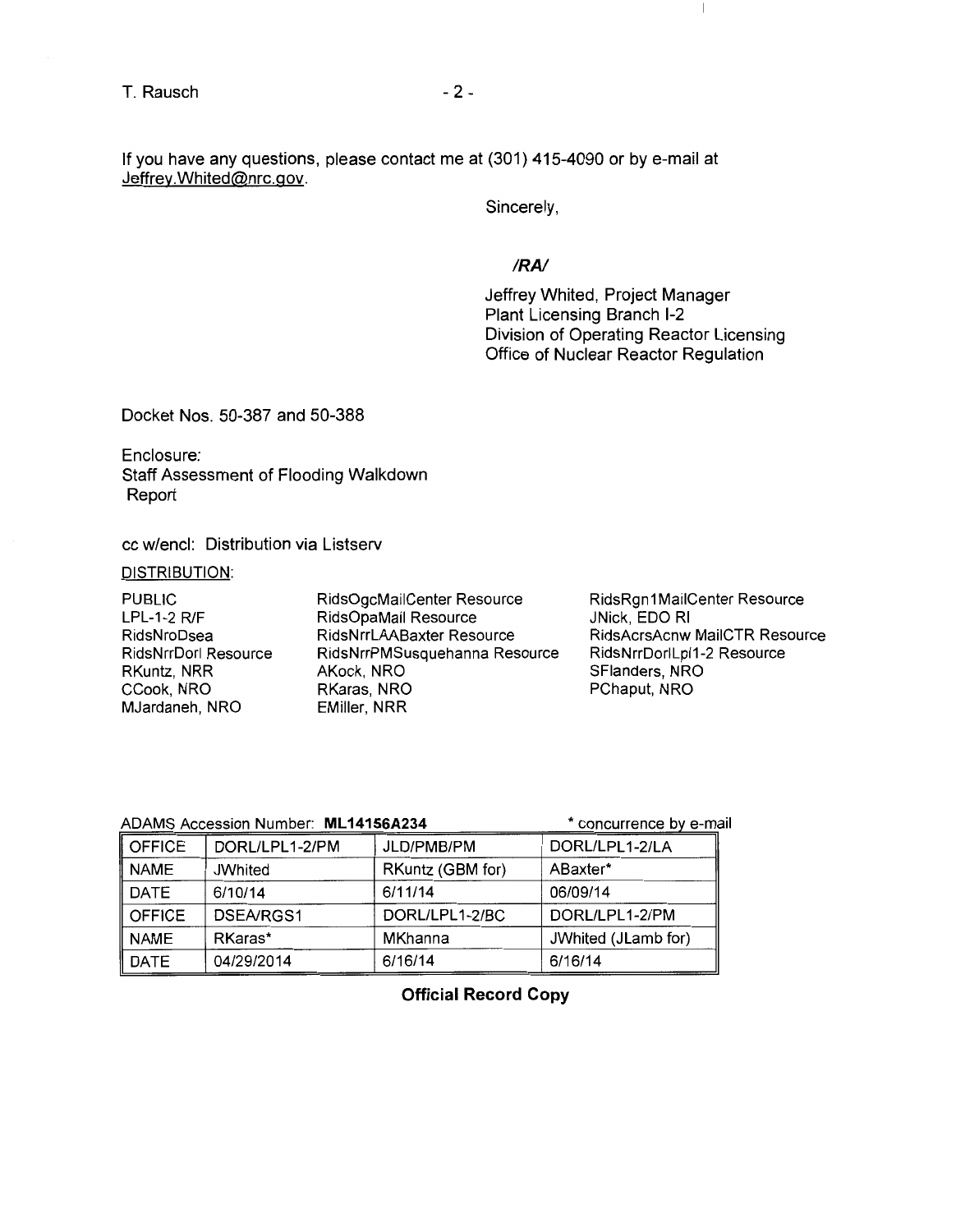If you have any questions, please contact me at (301) 415-4090 or by e-mail at Jeffrey.Whited@nrc.gov.

Sincerely,

*/RA/*

Jeffrey Whited, Project Manager
Plant Licensing Branch I-2
Division of Operating Reactor Licensing
Office of Nuclear Reactor Regulation

Docket Nos. 50-387 and 50-388

Enclosure:
Staff Assessment of Flooding Walkdown Report

cc w/encl: Distribution via Listserv

DISTRIBUTION:

PUBLIC
LPL-1-2 R/F
RidsNroDsea
RidsNrrDorl Resource
RKuntz, NRR
CCook, NRO
MJardaneh, NRO
RidsOgcMailCenter Resource
RidsOpaMail Resource
RidsNrrLAABaxter Resource
RidsNrrPMSusquehanna Resource
AKock, NRO
RKaras, NRO
EMiller, NRR
RidsRgn1MailCenter Resource
JNick, EDO RI
RidsAcrsAcnw MailCTR Resource
RidsNrrDorlLpl1-2 Resource
SFlanders, NRO
PChaput, NRO

ADAMS Accession Number: **ML14156A234** * concurrence by e-mail

| OFFICE | DORL/LPL1-2/PM | JLD/PMB/PM | DORL/LPL1-2/LA |
|---|---|---|---|
| NAME | JWhited | RKuntz (GBM for) | ABaxter* |
| DATE | 6/10/14 | 6/11/14 | 06/09/14 |
| OFFICE | DSEA/RGS1 | DORL/LPL1-2/BC | DORL/LPL1-2/PM |
| NAME | RKaras* | MKhanna | JWhited (JLamb for) |
| DATE | 04/29/2014 | 6/16/14 | 6/16/14 |

**Official Record Copy**